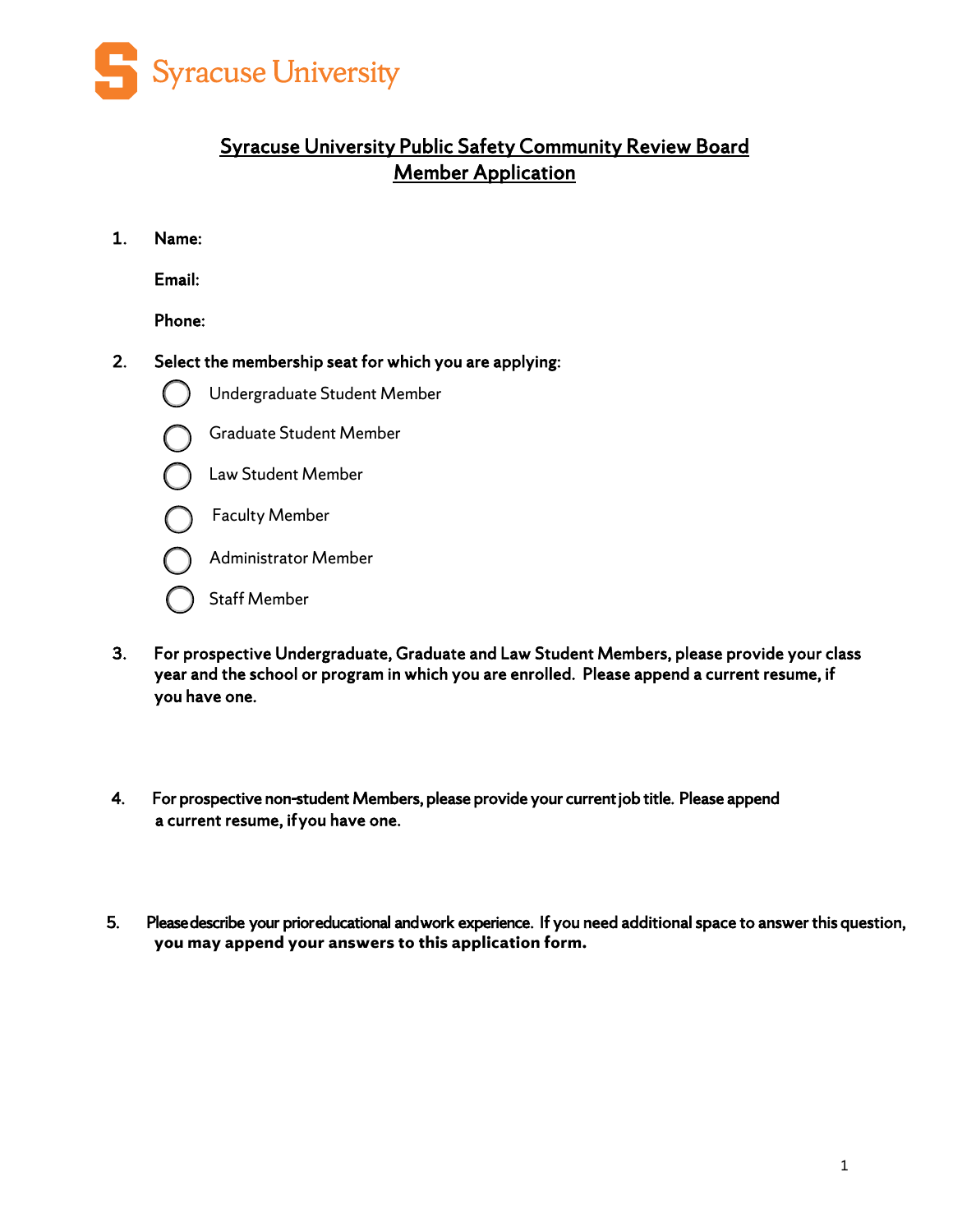Syracuse University

# Syracuse University Public Safety Community Review Board Member Application

1. **Name:**

   **Email:**

   **Phone:**

2. **Select the membership seat for which you are applying:**

   - ◯ Undergraduate Student Member
   - ◯ Graduate Student Member
   - ◯ Law Student Member
   - ◯ Faculty Member
   - ◯ Administrator Member
   - ◯ Staff Member

3. **For prospective Undergraduate, Graduate and Law Student Members, please provide your class year and the school or program in which you are enrolled. Please append a current resume, if you have one.**

4. **For prospective non-student Members, please provide your current job title. Please append a current resume, if you have one.**

5. **Please describe your prior educational and work experience. If you need additional space to answer this question, you may append your answers to this application form.**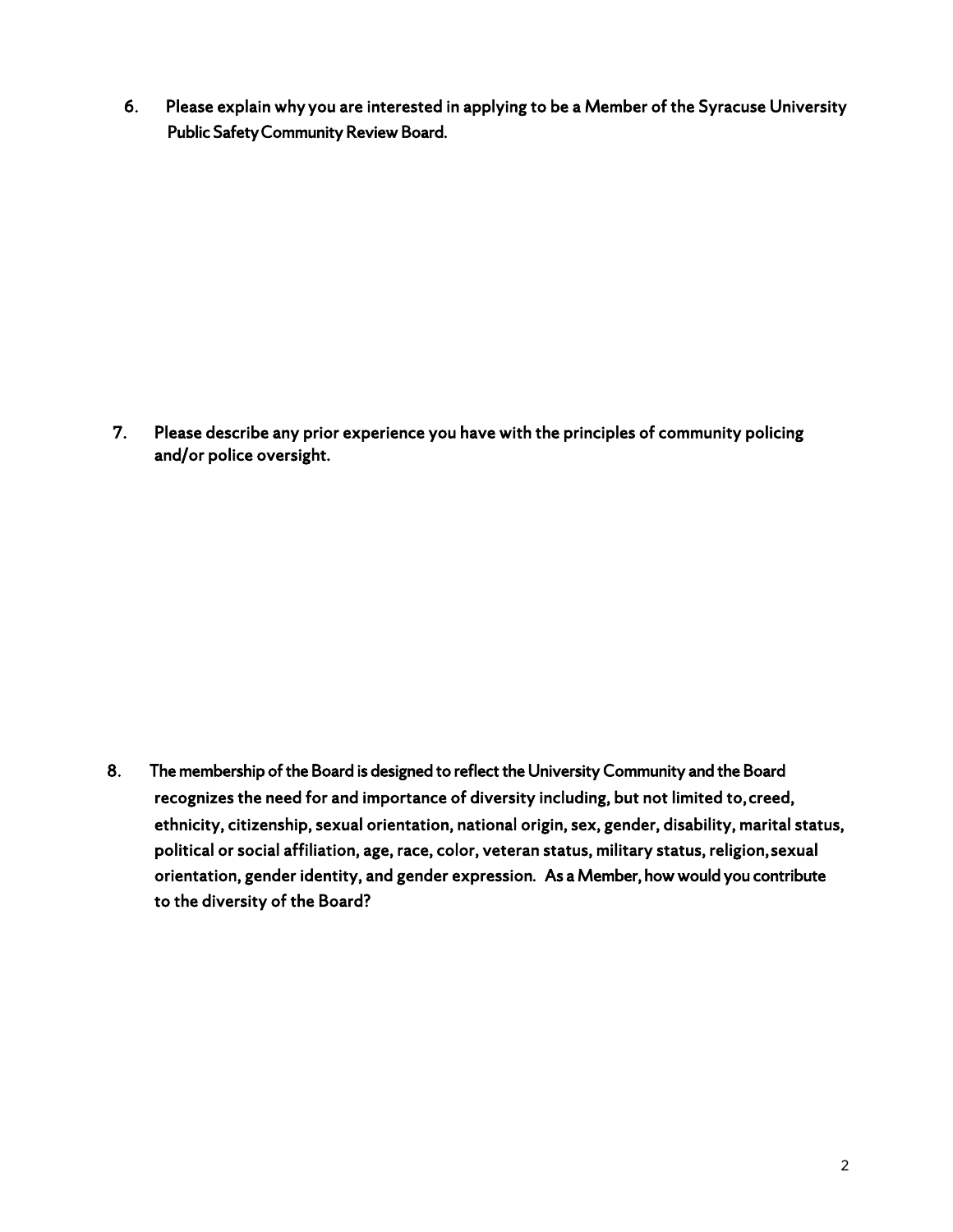6. Please explain why you are interested in applying to be a Member of the Syracuse University Public Safety Community Review Board.

7. Please describe any prior experience you have with the principles of community policing and/or police oversight.

8. The membership of the Board is designed to reflect the University Community and the Board recognizes the need for and importance of diversity including, but not limited to, creed, ethnicity, citizenship, sexual orientation, national origin, sex, gender, disability, marital status, political or social affiliation, age, race, color, veteran status, military status, religion, sexual orientation, gender identity, and gender expression. As a Member, how would you contribute to the diversity of the Board?